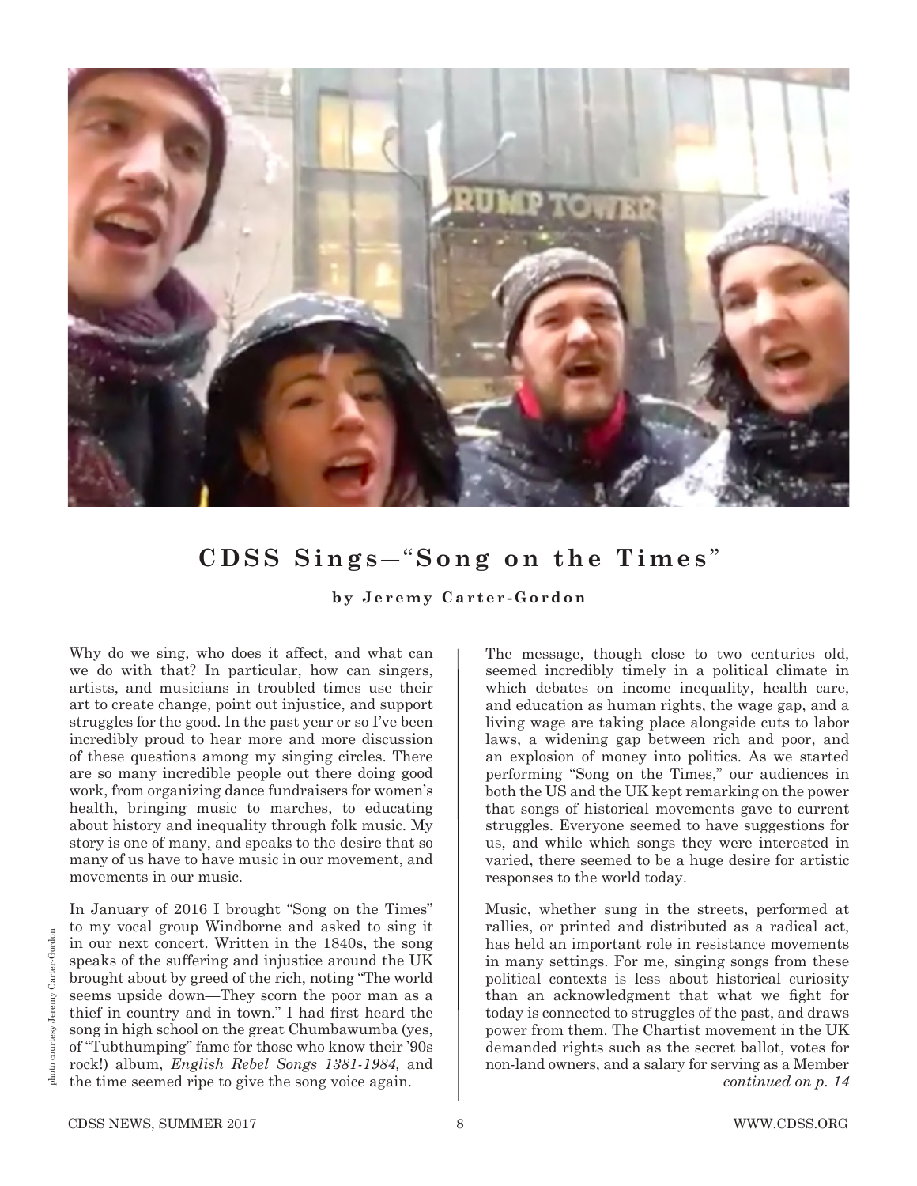photo courtesy Jeremy Carter-Gordon

# CDSS Sings—"Song on the Times"

**by Jeremy Carter-Gordon**

Why do we sing, who does it affect, and what can we do with that? In particular, how can singers, artists, and musicians in troubled times use their art to create change, point out injustice, and support struggles for the good. In the past year or so I've been incredibly proud to hear more and more discussion of these questions among my singing circles. There are so many incredible people out there doing good work, from organizing dance fundraisers for women's health, bringing music to marches, to educating about history and inequality through folk music. My story is one of many, and speaks to the desire that so many of us have to have music in our movement, and movements in our music.

In January of 2016 I brought "Song on the Times" to my vocal group Windborne and asked to sing it in our next concert. Written in the 1840s, the song speaks of the suffering and injustice around the UK brought about by greed of the rich, noting "The world seems upside down—They scorn the poor man as a thief in country and in town." I had first heard the song in high school on the great Chumbawumba (yes, of "Tubthumping" fame for those who know their '90s rock!) album, *English Rebel Songs 1381-1984,* and the time seemed ripe to give the song voice again.

The message, though close to two centuries old, seemed incredibly timely in a political climate in which debates on income inequality, health care, and education as human rights, the wage gap, and a living wage are taking place alongside cuts to labor laws, a widening gap between rich and poor, and an explosion of money into politics. As we started performing "Song on the Times," our audiences in both the US and the UK kept remarking on the power that songs of historical movements gave to current struggles. Everyone seemed to have suggestions for us, and while which songs they were interested in varied, there seemed to be a huge desire for artistic responses to the world today.

Music, whether sung in the streets, performed at rallies, or printed and distributed as a radical act, has held an important role in resistance movements in many settings. For me, singing songs from these political contexts is less about historical curiosity than an acknowledgment that what we fight for today is connected to struggles of the past, and draws power from them. The Chartist movement in the UK demanded rights such as the secret ballot, votes for non-land owners, and a salary for serving as a Member

*continued on p. 14*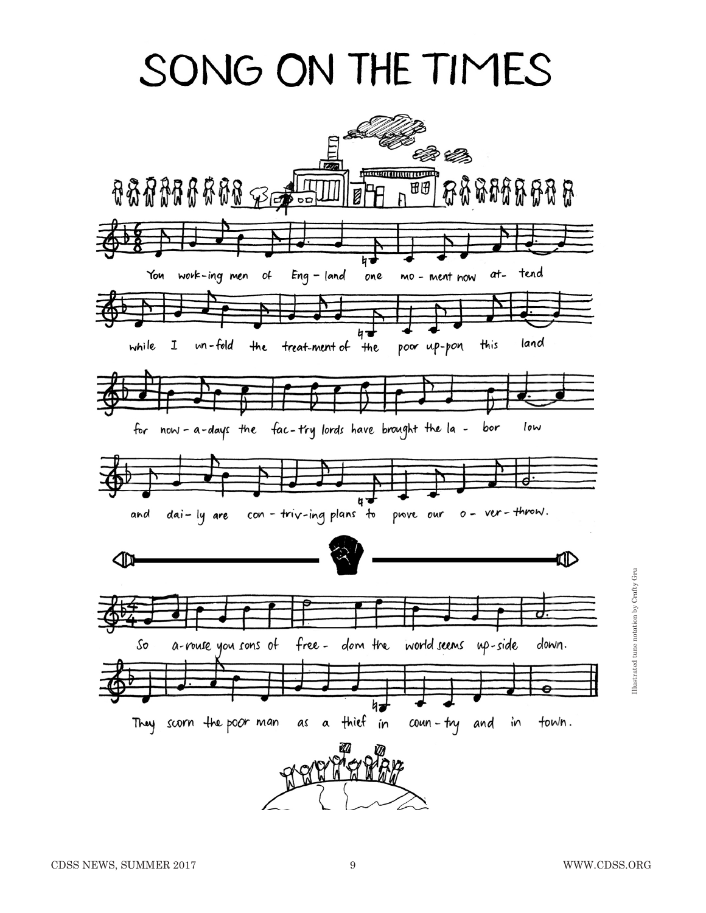# SONG ON THE TIMES

You work-ing men of Eng - land one mo - ment now at- tend
while I un-fold the treat-ment of the poor up-pon this land
for now - a-days the fac-try lords have brought the la - bor low
and dai- ly are con - triv-ing plans to prove our o - ver-throw.

So a-rouse you sons of free - dom the world seems up-side down.
They scorn the poor man as a thief in coun - try and in town.

Illustrated tune notation by Crafty Gru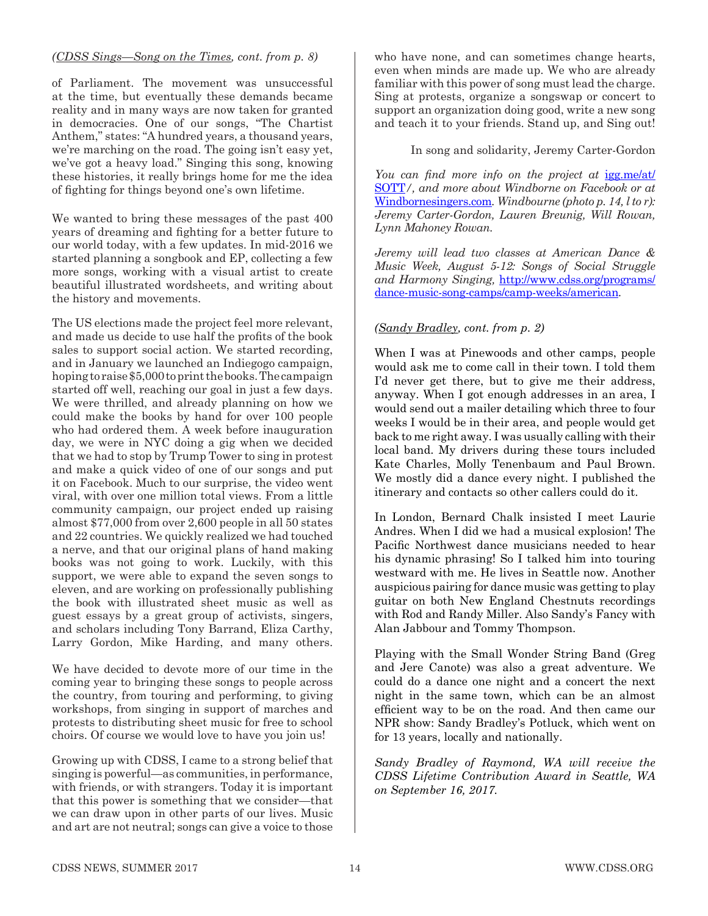*(CDSS Sings—Song on the Times, cont. from p. 8)*

of Parliament. The movement was unsuccessful at the time, but eventually these demands became reality and in many ways are now taken for granted in democracies. One of our songs, "The Chartist Anthem," states: "A hundred years, a thousand years, we're marching on the road. The going isn't easy yet, we've got a heavy load." Singing this song, knowing these histories, it really brings home for me the idea of fighting for things beyond one's own lifetime.

We wanted to bring these messages of the past 400 years of dreaming and fighting for a better future to our world today, with a few updates. In mid-2016 we started planning a songbook and EP, collecting a few more songs, working with a visual artist to create beautiful illustrated wordsheets, and writing about the history and movements.

The US elections made the project feel more relevant, and made us decide to use half the profits of the book sales to support social action. We started recording, and in January we launched an Indiegogo campaign, hoping to raise $5,000 to print the books. The campaign started off well, reaching our goal in just a few days. We were thrilled, and already planning on how we could make the books by hand for over 100 people who had ordered them. A week before inauguration day, we were in NYC doing a gig when we decided that we had to stop by Trump Tower to sing in protest and make a quick video of one of our songs and put it on Facebook. Much to our surprise, the video went viral, with over one million total views. From a little community campaign, our project ended up raising almost $77,000 from over 2,600 people in all 50 states and 22 countries. We quickly realized we had touched a nerve, and that our original plans of hand making books was not going to work. Luckily, with this support, we were able to expand the seven songs to eleven, and are working on professionally publishing the book with illustrated sheet music as well as guest essays by a great group of activists, singers, and scholars including Tony Barrand, Eliza Carthy, Larry Gordon, Mike Harding, and many others.

We have decided to devote more of our time in the coming year to bringing these songs to people across the country, from touring and performing, to giving workshops, from singing in support of marches and protests to distributing sheet music for free to school choirs. Of course we would love to have you join us!

Growing up with CDSS, I came to a strong belief that singing is powerful—as communities, in performance, with friends, or with strangers. Today it is important that this power is something that we consider—that we can draw upon in other parts of our lives. Music and art are not neutral; songs can give a voice to those who have none, and can sometimes change hearts, even when minds are made up. We who are already familiar with this power of song must lead the charge. Sing at protests, organize a songswap or concert to support an organization doing good, write a new song and teach it to your friends. Stand up, and Sing out!

In song and solidarity, Jeremy Carter-Gordon

*You can find more info on the project at igg.me/at/SOTT/, and more about Windborne on Facebook or at Windbornesingers.com. Windbourne (photo p. 14, l to r): Jeremy Carter-Gordon, Lauren Breunig, Will Rowan, Lynn Mahoney Rowan.*

*Jeremy will lead two classes at American Dance & Music Week, August 5-12: Songs of Social Struggle and Harmony Singing, http://www.cdss.org/programs/dance-music-song-camps/camp-weeks/american.*

*(Sandy Bradley, cont. from p. 2)*

When I was at Pinewoods and other camps, people would ask me to come call in their town. I told them I'd never get there, but to give me their address, anyway. When I got enough addresses in an area, I would send out a mailer detailing which three to four weeks I would be in their area, and people would get back to me right away. I was usually calling with their local band. My drivers during these tours included Kate Charles, Molly Tenenbaum and Paul Brown. We mostly did a dance every night. I published the itinerary and contacts so other callers could do it.

In London, Bernard Chalk insisted I meet Laurie Andres. When I did we had a musical explosion! The Pacific Northwest dance musicians needed to hear his dynamic phrasing! So I talked him into touring westward with me. He lives in Seattle now. Another auspicious pairing for dance music was getting to play guitar on both New England Chestnuts recordings with Rod and Randy Miller. Also Sandy's Fancy with Alan Jabbour and Tommy Thompson.

Playing with the Small Wonder String Band (Greg and Jere Canote) was also a great adventure. We could do a dance one night and a concert the next night in the same town, which can be an almost efficient way to be on the road. And then came our NPR show: Sandy Bradley's Potluck, which went on for 13 years, locally and nationally.

*Sandy Bradley of Raymond, WA will receive the CDSS Lifetime Contribution Award in Seattle, WA on September 16, 2017.*